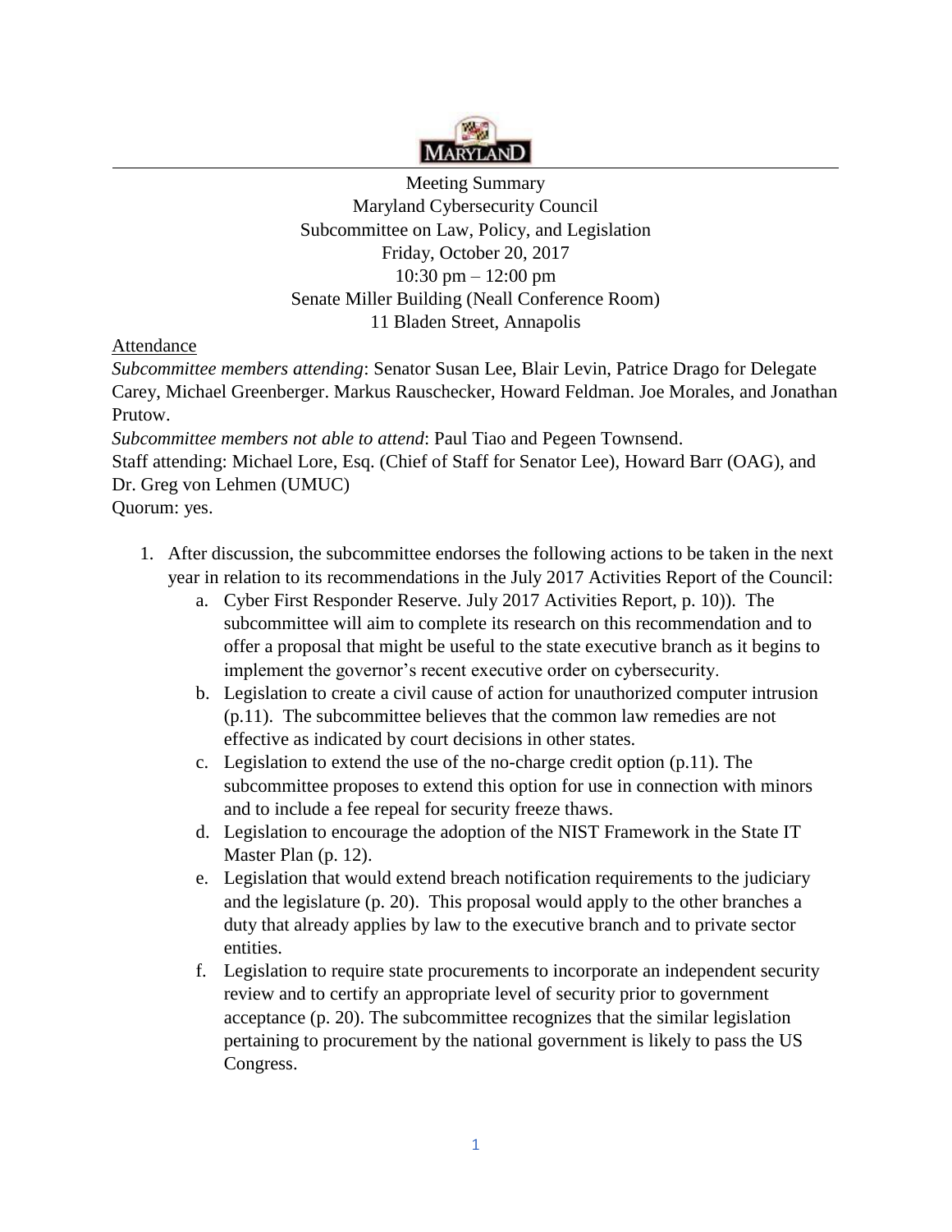Meeting Summary
Maryland Cybersecurity Council
Subcommittee on Law, Policy, and Legislation
Friday, October 20, 2017
10:30 pm – 12:00 pm
Senate Miller Building (Neall Conference Room)
11 Bladen Street, Annapolis

Attendance

*Subcommittee members attending*: Senator Susan Lee, Blair Levin, Patrice Drago for Delegate Carey, Michael Greenberger. Markus Rauschecker, Howard Feldman. Joe Morales, and Jonathan Prutow.

*Subcommittee members not able to attend*: Paul Tiao and Pegeen Townsend.

Staff attending: Michael Lore, Esq. (Chief of Staff for Senator Lee), Howard Barr (OAG), and Dr. Greg von Lehmen (UMUC)

Quorum: yes.

1. After discussion, the subcommittee endorses the following actions to be taken in the next year in relation to its recommendations in the July 2017 Activities Report of the Council:
   a. Cyber First Responder Reserve. July 2017 Activities Report, p. 10)). The subcommittee will aim to complete its research on this recommendation and to offer a proposal that might be useful to the state executive branch as it begins to implement the governor's recent executive order on cybersecurity.
   b. Legislation to create a civil cause of action for unauthorized computer intrusion (p.11). The subcommittee believes that the common law remedies are not effective as indicated by court decisions in other states.
   c. Legislation to extend the use of the no-charge credit option (p.11). The subcommittee proposes to extend this option for use in connection with minors and to include a fee repeal for security freeze thaws.
   d. Legislation to encourage the adoption of the NIST Framework in the State IT Master Plan (p. 12).
   e. Legislation that would extend breach notification requirements to the judiciary and the legislature (p. 20). This proposal would apply to the other branches a duty that already applies by law to the executive branch and to private sector entities.
   f. Legislation to require state procurements to incorporate an independent security review and to certify an appropriate level of security prior to government acceptance (p. 20). The subcommittee recognizes that the similar legislation pertaining to procurement by the national government is likely to pass the US Congress.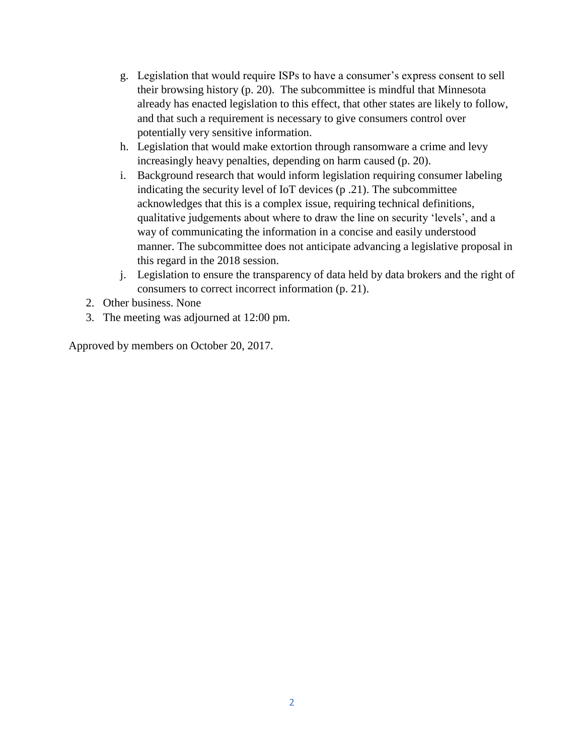g. Legislation that would require ISPs to have a consumer's express consent to sell their browsing history (p. 20). The subcommittee is mindful that Minnesota already has enacted legislation to this effect, that other states are likely to follow, and that such a requirement is necessary to give consumers control over potentially very sensitive information.

h. Legislation that would make extortion through ransomware a crime and levy increasingly heavy penalties, depending on harm caused (p. 20).

i. Background research that would inform legislation requiring consumer labeling indicating the security level of IoT devices (p .21). The subcommittee acknowledges that this is a complex issue, requiring technical definitions, qualitative judgements about where to draw the line on security 'levels', and a way of communicating the information in a concise and easily understood manner. The subcommittee does not anticipate advancing a legislative proposal in this regard in the 2018 session.

j. Legislation to ensure the transparency of data held by data brokers and the right of consumers to correct incorrect information (p. 21).

2. Other business. None
3. The meeting was adjourned at 12:00 pm.

Approved by members on October 20, 2017.